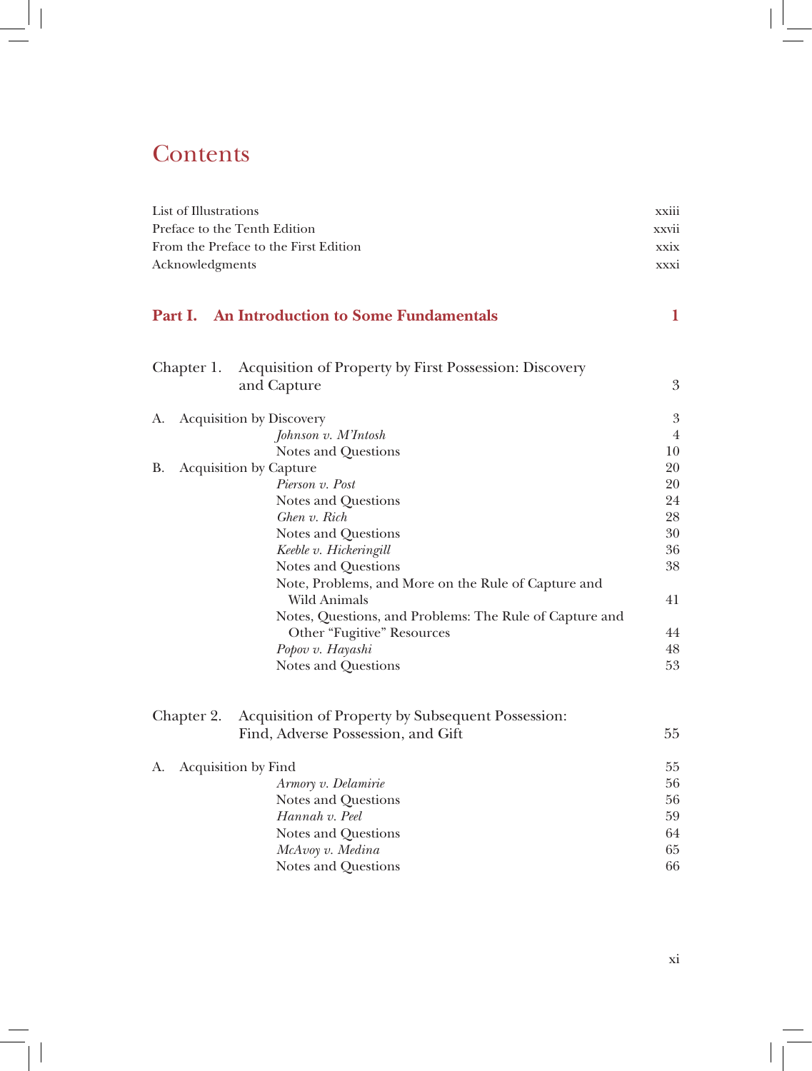# Contents

List of Illustrations xxiii
Preface to the Tenth Edition xxvii
From the Preface to the First Edition xxix
Acknowledgments xxxi

## Part I. An Introduction to Some Fundamentals 1

### Chapter 1. Acquisition of Property by First Possession: Discovery and Capture 3

A. Acquisition by Discovery 3
- *Johnson v. M'Intosh* 4
- Notes and Questions 10

B. Acquisition by Capture 20
- *Pierson v. Post* 20
- Notes and Questions 24
- *Ghen v. Rich* 28
- Notes and Questions 30
- *Keeble v. Hickeringill* 36
- Notes and Questions 38
- Note, Problems, and More on the Rule of Capture and Wild Animals 41
- Notes, Questions, and Problems: The Rule of Capture and Other "Fugitive" Resources 44
- *Popov v. Hayashi* 48
- Notes and Questions 53

### Chapter 2. Acquisition of Property by Subsequent Possession: Find, Adverse Possession, and Gift 55

A. Acquisition by Find 55
- *Armory v. Delamirie* 56
- Notes and Questions 56
- *Hannah v. Peel* 59
- Notes and Questions 64
- *McAvoy v. Medina* 65
- Notes and Questions 66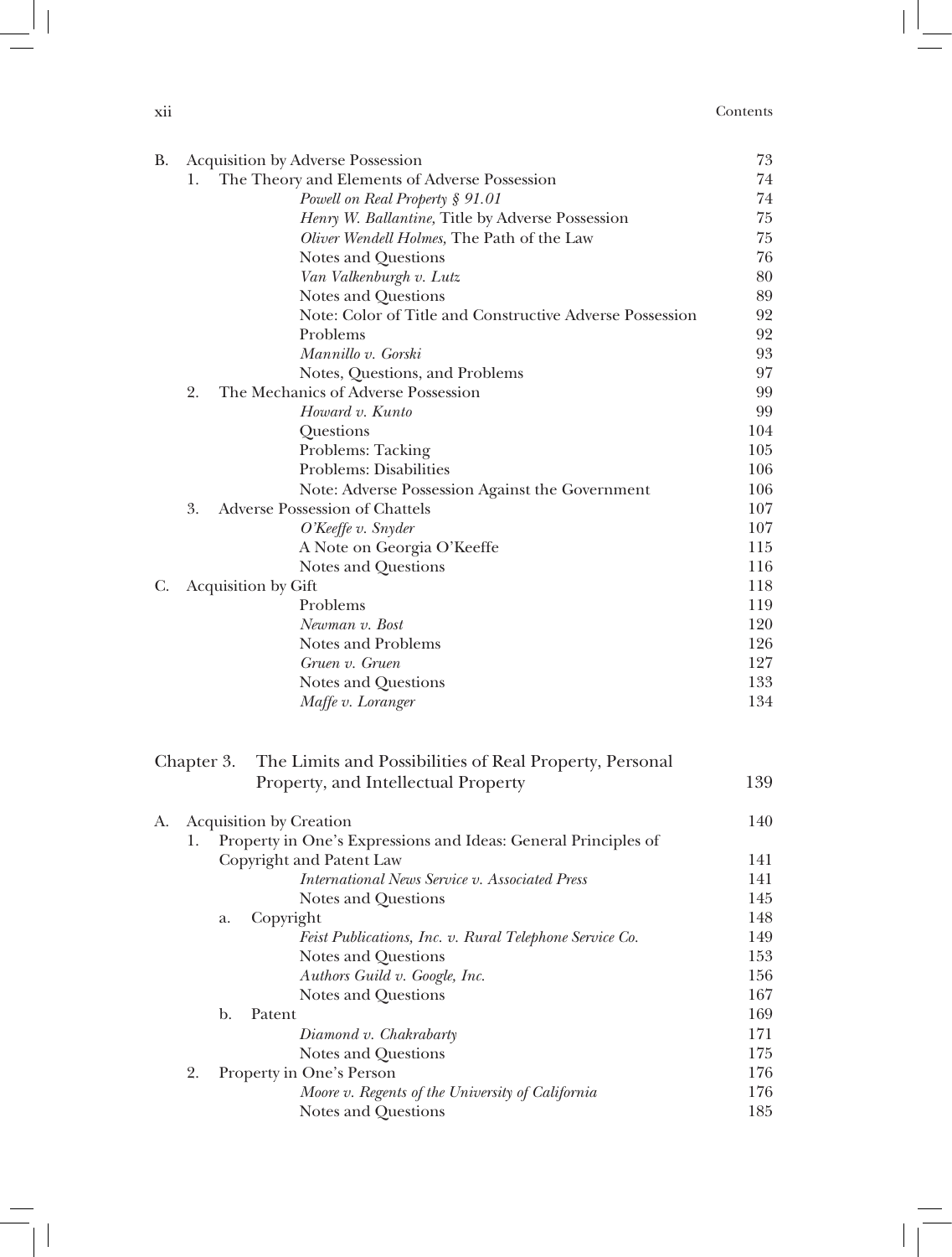B. Acquisition by Adverse Possession — 73

1. The Theory and Elements of Adverse Possession — 74
   - *Powell on Real Property § 91.01* — 74
   - *Henry W. Ballantine,* Title by Adverse Possession — 75
   - *Oliver Wendell Holmes,* The Path of the Law — 75
   - Notes and Questions — 76
   - *Van Valkenburgh v. Lutz* — 80
   - Notes and Questions — 89
   - Note: Color of Title and Constructive Adverse Possession — 92
   - Problems — 92
   - *Mannillo v. Gorski* — 93
   - Notes, Questions, and Problems — 97
2. The Mechanics of Adverse Possession — 99
   - *Howard v. Kunto* — 99
   - Questions — 104
   - Problems: Tacking — 105
   - Problems: Disabilities — 106
   - Note: Adverse Possession Against the Government — 106
3. Adverse Possession of Chattels — 107
   - *O'Keeffe v. Snyder* — 107
   - A Note on Georgia O'Keeffe — 115
   - Notes and Questions — 116

C. Acquisition by Gift — 118
   - Problems — 119
   - *Newman v. Bost* — 120
   - Notes and Problems — 126
   - *Gruen v. Gruen* — 127
   - Notes and Questions — 133
   - *Maffe v. Loranger* — 134

## Chapter 3. The Limits and Possibilities of Real Property, Personal Property, and Intellectual Property — 139

A. Acquisition by Creation — 140

1. Property in One's Expressions and Ideas: General Principles of Copyright and Patent Law — 141
   - *International News Service v. Associated Press* — 141
   - Notes and Questions — 145
   
   a. Copyright — 148
      - *Feist Publications, Inc. v. Rural Telephone Service Co.* — 149
      - Notes and Questions — 153
      - *Authors Guild v. Google, Inc.* — 156
      - Notes and Questions — 167
   
   b. Patent — 169
      - *Diamond v. Chakrabarty* — 171
      - Notes and Questions — 175
2. Property in One's Person — 176
   - *Moore v. Regents of the University of California* — 176
   - Notes and Questions — 185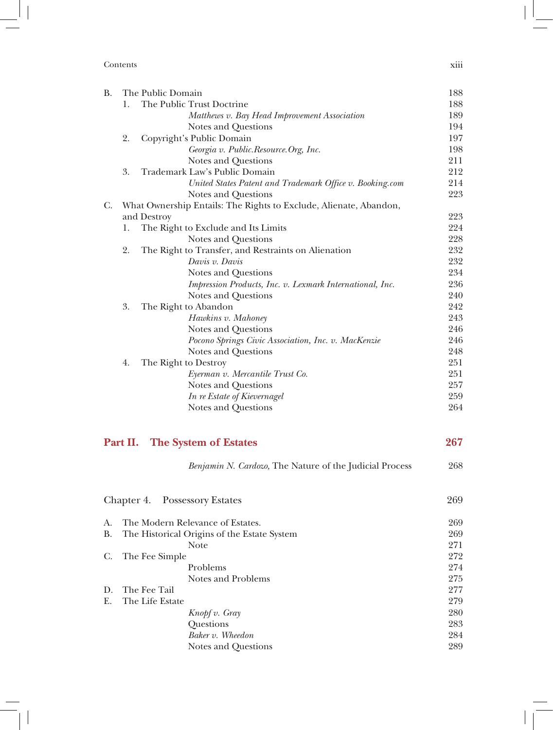| | | |
|---|---|---|
| B. | The Public Domain | 188 |
| | 1. The Public Trust Doctrine | 188 |
| | *Matthews v. Bay Head Improvement Association* | 189 |
| | Notes and Questions | 194 |
| | 2. Copyright's Public Domain | 197 |
| | *Georgia v. Public.Resource.Org, Inc.* | 198 |
| | Notes and Questions | 211 |
| | 3. Trademark Law's Public Domain | 212 |
| | *United States Patent and Trademark Office v. Booking.com* | 214 |
| | Notes and Questions | 223 |
| C. | What Ownership Entails: The Rights to Exclude, Alienate, Abandon, and Destroy | 223 |
| | 1. The Right to Exclude and Its Limits | 224 |
| | Notes and Questions | 228 |
| | 2. The Right to Transfer, and Restraints on Alienation | 232 |
| | *Davis v. Davis* | 232 |
| | Notes and Questions | 234 |
| | *Impression Products, Inc. v. Lexmark International, Inc.* | 236 |
| | Notes and Questions | 240 |
| | 3. The Right to Abandon | 242 |
| | *Hawkins v. Mahoney* | 243 |
| | Notes and Questions | 246 |
| | *Pocono Springs Civic Association, Inc. v. MacKenzie* | 246 |
| | Notes and Questions | 248 |
| | 4. The Right to Destroy | 251 |
| | *Eyerman v. Mercantile Trust Co.* | 251 |
| | Notes and Questions | 257 |
| | *In re Estate of Kievernagel* | 259 |
| | Notes and Questions | 264 |

## Part II. The System of Estates — 267

| | | |
|---|---|---|
| | *Benjamin N. Cardozo,* The Nature of the Judicial Process | 268 |

### Chapter 4. Possessory Estates — 269

| | | |
|---|---|---|
| A. | The Modern Relevance of Estates. | 269 |
| B. | The Historical Origins of the Estate System | 269 |
| | Note | 271 |
| C. | The Fee Simple | 272 |
| | Problems | 274 |
| | Notes and Problems | 275 |
| D. | The Fee Tail | 277 |
| E. | The Life Estate | 279 |
| | *Knopf v. Gray* | 280 |
| | Questions | 283 |
| | *Baker v. Wheedon* | 284 |
| | Notes and Questions | 289 |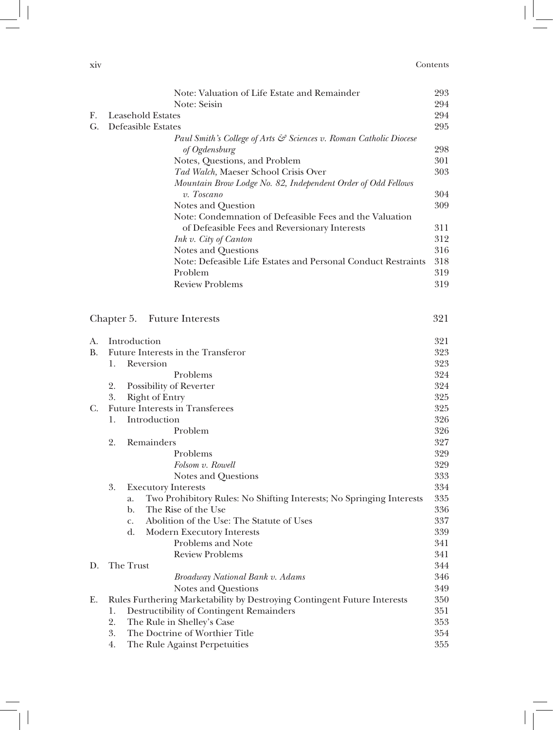Note: Valuation of Life Estate and Remainder 293
Note: Seisin 294

F. Leasehold Estates 294

G. Defeasible Estates 295

*Paul Smith's College of Arts & Sciences v. Roman Catholic Diocese of Ogdensburg* 298
Notes, Questions, and Problem 301
*Tad Walch,* Maeser School Crisis Over 303
*Mountain Brow Lodge No. 82, Independent Order of Odd Fellows v. Toscano* 304
Notes and Question 309
Note: Condemnation of Defeasible Fees and the Valuation of Defeasible Fees and Reversionary Interests 311
*Ink v. City of Canton* 312
Notes and Questions 316
Note: Defeasible Life Estates and Personal Conduct Restraints 318
Problem 319
Review Problems 319

## Chapter 5. Future Interests 321

A. Introduction 321

B. Future Interests in the Transferor 323
1. Reversion 323
   Problems 324
2. Possibility of Reverter 324
3. Right of Entry 325

C. Future Interests in Transferees 325
1. Introduction 326
   Problem 326
2. Remainders 327
   Problems 329
   *Folsom v. Rowell* 329
   Notes and Questions 333
3. Executory Interests 334
   a. Two Prohibitory Rules: No Shifting Interests; No Springing Interests 335
   b. The Rise of the Use 336
   c. Abolition of the Use: The Statute of Uses 337
   d. Modern Executory Interests 339
   Problems and Note 341
   Review Problems 341

D. The Trust 344
*Broadway National Bank v. Adams* 346
Notes and Questions 349

E. Rules Furthering Marketability by Destroying Contingent Future Interests 350
1. Destructibility of Contingent Remainders 351
2. The Rule in Shelley's Case 353
3. The Doctrine of Worthier Title 354
4. The Rule Against Perpetuities 355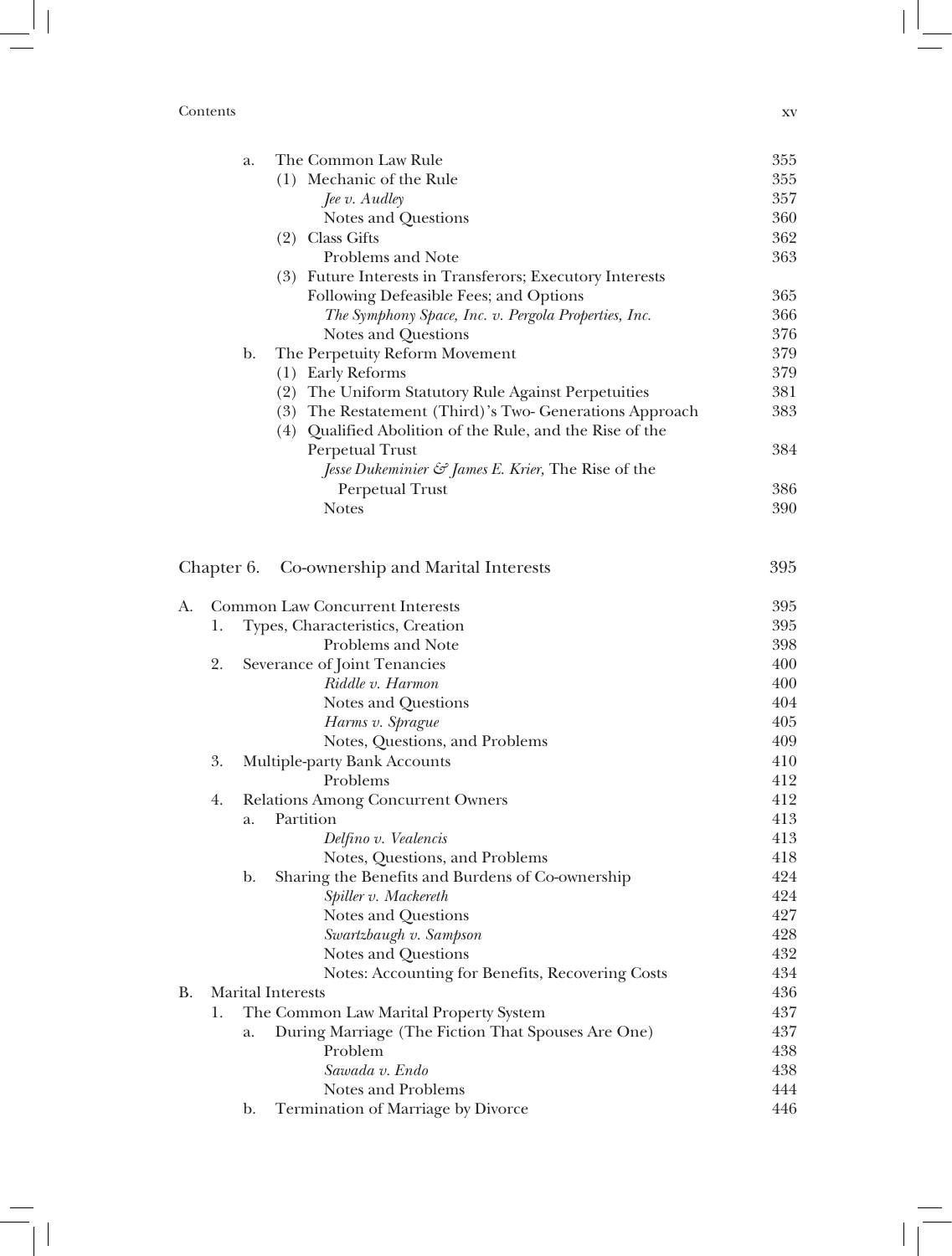a. The Common Law Rule — 355
   (1) Mechanic of the Rule — 355
   *Jee v. Audley* — 357
   Notes and Questions — 360
   (2) Class Gifts — 362
   Problems and Note — 363
   (3) Future Interests in Transferors; Executory Interests Following Defeasible Fees; and Options — 365
   *The Symphony Space, Inc. v. Pergola Properties, Inc.* — 366
   Notes and Questions — 376
b. The Perpetuity Reform Movement — 379
   (1) Early Reforms — 379
   (2) The Uniform Statutory Rule Against Perpetuities — 381
   (3) The Restatement (Third)'s Two- Generations Approach — 383
   (4) Qualified Abolition of the Rule, and the Rise of the Perpetual Trust — 384
   *Jesse Dukeminier & James E. Krier,* The Rise of the Perpetual Trust — 386
   Notes — 390

## Chapter 6. Co-ownership and Marital Interests — 395

A. Common Law Concurrent Interests — 395
1. Types, Characteristics, Creation — 395
   Problems and Note — 398
2. Severance of Joint Tenancies — 400
   *Riddle v. Harmon* — 400
   Notes and Questions — 404
   *Harms v. Sprague* — 405
   Notes, Questions, and Problems — 409
3. Multiple-party Bank Accounts — 410
   Problems — 412
4. Relations Among Concurrent Owners — 412
   a. Partition — 413
   *Delfino v. Vealencis* — 413
   Notes, Questions, and Problems — 418
   b. Sharing the Benefits and Burdens of Co-ownership — 424
   *Spiller v. Mackereth* — 424
   Notes and Questions — 427
   *Swartzbaugh v. Sampson* — 428
   Notes and Questions — 432
   Notes: Accounting for Benefits, Recovering Costs — 434

B. Marital Interests — 436
1. The Common Law Marital Property System — 437
   a. During Marriage (The Fiction That Spouses Are One) — 437
   Problem — 438
   *Sawada v. Endo* — 438
   Notes and Problems — 444
   b. Termination of Marriage by Divorce — 446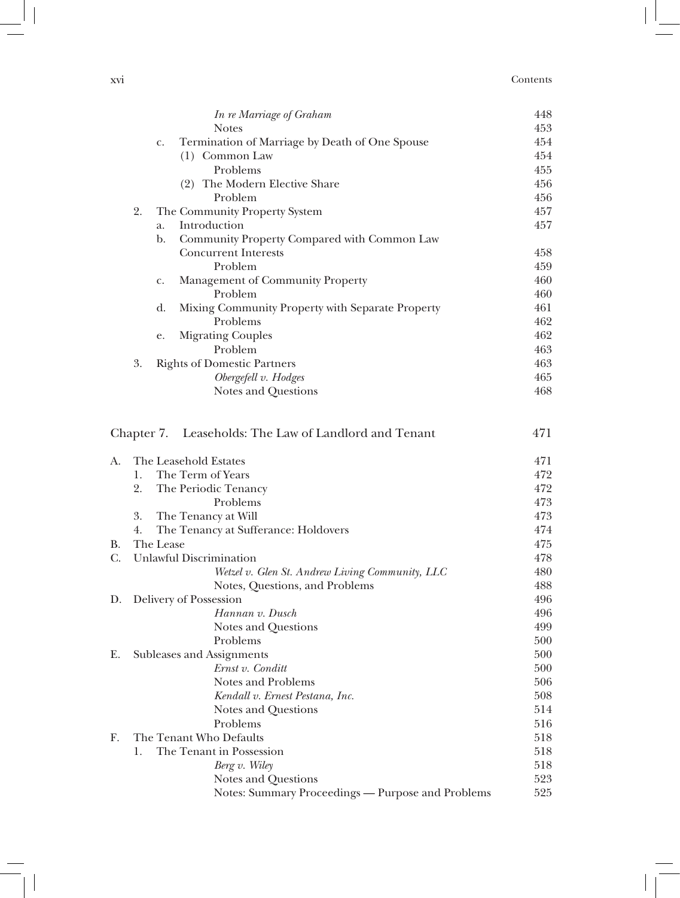| | | |
|---|---|---|
| | *In re Marriage of Graham* | 448 |
| | Notes | 453 |
| | c. Termination of Marriage by Death of One Spouse | 454 |
| | (1) Common Law | 454 |
| | Problems | 455 |
| | (2) The Modern Elective Share | 456 |
| | Problem | 456 |
| | 2. The Community Property System | 457 |
| | a. Introduction | 457 |
| | b. Community Property Compared with Common Law Concurrent Interests | 458 |
| | Problem | 459 |
| | c. Management of Community Property | 460 |
| | Problem | 460 |
| | d. Mixing Community Property with Separate Property | 461 |
| | Problems | 462 |
| | e. Migrating Couples | 462 |
| | Problem | 463 |
| | 3. Rights of Domestic Partners | 463 |
| | *Obergefell v. Hodges* | 465 |
| | Notes and Questions | 468 |

## Chapter 7. Leaseholds: The Law of Landlord and Tenant — 471

| | | |
|---|---|---|
| A. | The Leasehold Estates | 471 |
| | 1. The Term of Years | 472 |
| | 2. The Periodic Tenancy | 472 |
| | Problems | 473 |
| | 3. The Tenancy at Will | 473 |
| | 4. The Tenancy at Sufferance: Holdovers | 474 |
| B. | The Lease | 475 |
| C. | Unlawful Discrimination | 478 |
| | *Wetzel v. Glen St. Andrew Living Community, LLC* | 480 |
| | Notes, Questions, and Problems | 488 |
| D. | Delivery of Possession | 496 |
| | *Hannan v. Dusch* | 496 |
| | Notes and Questions | 499 |
| | Problems | 500 |
| E. | Subleases and Assignments | 500 |
| | *Ernst v. Conditt* | 500 |
| | Notes and Problems | 506 |
| | *Kendall v. Ernest Pestana, Inc.* | 508 |
| | Notes and Questions | 514 |
| | Problems | 516 |
| F. | The Tenant Who Defaults | 518 |
| | 1. The Tenant in Possession | 518 |
| | *Berg v. Wiley* | 518 |
| | Notes and Questions | 523 |
| | Notes: Summary Proceedings — Purpose and Problems | 525 |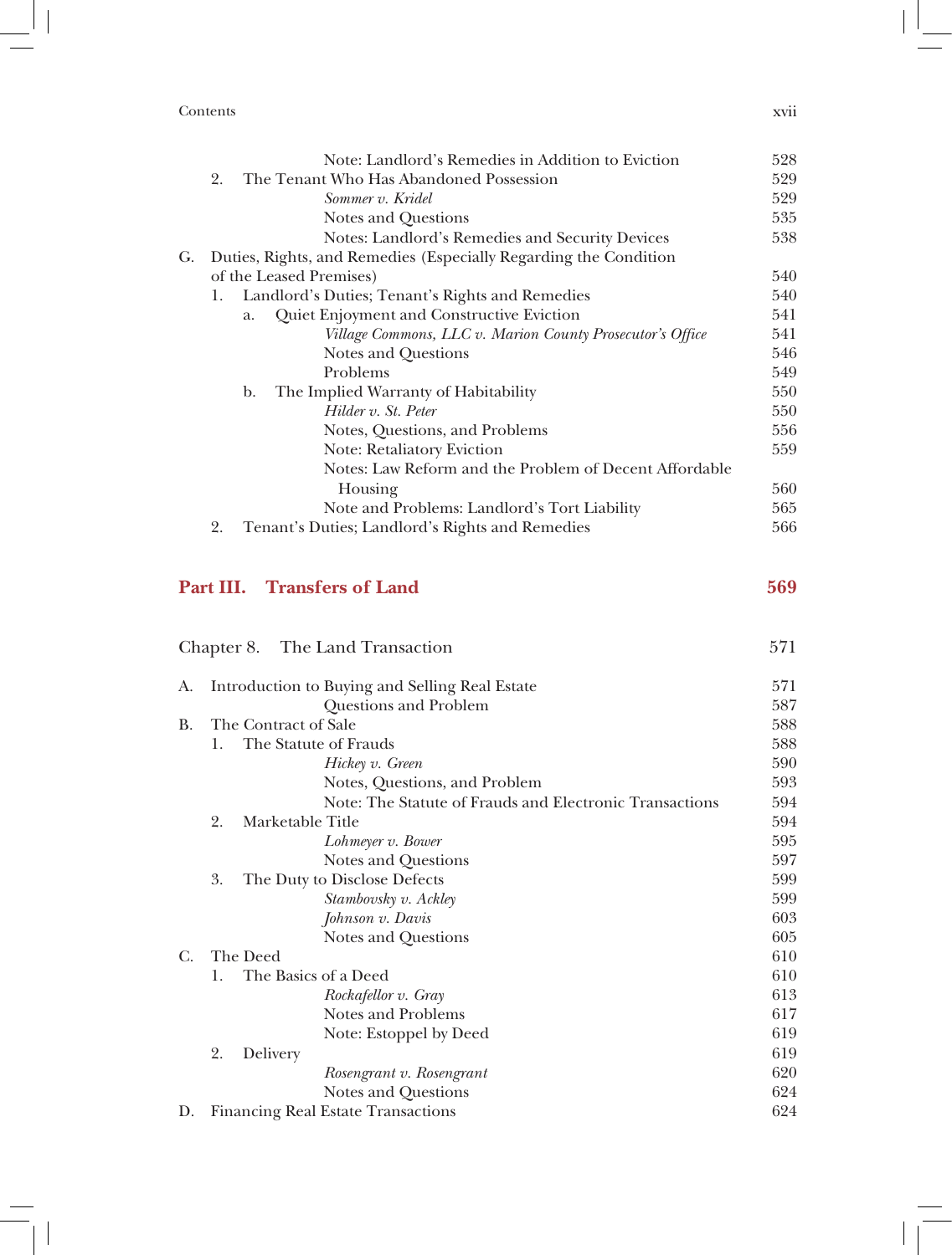Note: Landlord's Remedies in Addition to Eviction 528

2. The Tenant Who Has Abandoned Possession 529

*Sommer v. Kridel* 529

Notes and Questions 535

Notes: Landlord's Remedies and Security Devices 538

G. Duties, Rights, and Remedies (Especially Regarding the Condition of the Leased Premises) 540

1. Landlord's Duties; Tenant's Rights and Remedies 540

a. Quiet Enjoyment and Constructive Eviction 541

*Village Commons, LLC v. Marion County Prosecutor's Office* 541

Notes and Questions 546

Problems 549

b. The Implied Warranty of Habitability 550

*Hilder v. St. Peter* 550

Notes, Questions, and Problems 556

Note: Retaliatory Eviction 559

Notes: Law Reform and the Problem of Decent Affordable Housing 560

Note and Problems: Landlord's Tort Liability 565

2. Tenant's Duties; Landlord's Rights and Remedies 566

## Part III. Transfers of Land 569

### Chapter 8. The Land Transaction 571

A. Introduction to Buying and Selling Real Estate 571

Questions and Problem 587

B. The Contract of Sale 588

1. The Statute of Frauds 588

*Hickey v. Green* 590

Notes, Questions, and Problem 593

Note: The Statute of Frauds and Electronic Transactions 594

2. Marketable Title 594

*Lohmeyer v. Bower* 595

Notes and Questions 597

3. The Duty to Disclose Defects 599

*Stambovsky v. Ackley* 599

*Johnson v. Davis* 603

Notes and Questions 605

C. The Deed 610

1. The Basics of a Deed 610

*Rockafellor v. Gray* 613

Notes and Problems 617

Note: Estoppel by Deed 619

2. Delivery 619

*Rosengrant v. Rosengrant* 620

Notes and Questions 624

D. Financing Real Estate Transactions 624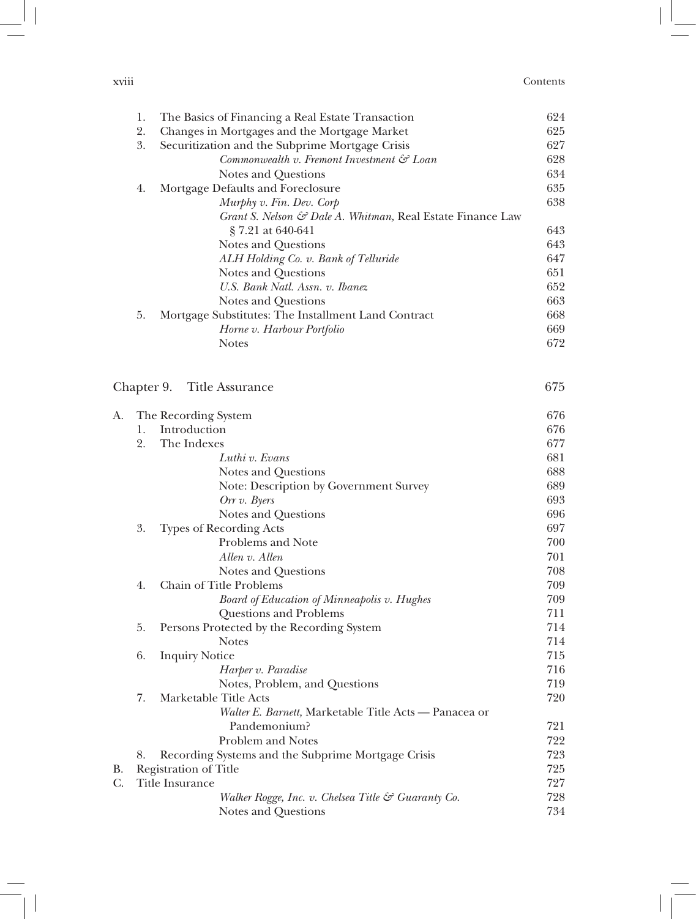| | | |
|---|---|---|
| 1. | The Basics of Financing a Real Estate Transaction | 624 |
| 2. | Changes in Mortgages and the Mortgage Market | 625 |
| 3. | Securitization and the Subprime Mortgage Crisis | 627 |
| | *Commonwealth v. Fremont Investment & Loan* | 628 |
| | Notes and Questions | 634 |
| 4. | Mortgage Defaults and Foreclosure | 635 |
| | *Murphy v. Fin. Dev. Corp* | 638 |
| | *Grant S. Nelson & Dale A. Whitman,* Real Estate Finance Law § 7.21 at 640-641 | 643 |
| | Notes and Questions | 643 |
| | *ALH Holding Co. v. Bank of Telluride* | 647 |
| | Notes and Questions | 651 |
| | *U.S. Bank Natl. Assn. v. Ibanez* | 652 |
| | Notes and Questions | 663 |
| 5. | Mortgage Substitutes: The Installment Land Contract | 668 |
| | *Horne v. Harbour Portfolio* | 669 |
| | Notes | 672 |

## Chapter 9. Title Assurance — 675

| | | | |
|---|---|---|---|
| A. | The Recording System | | 676 |
| | 1. | Introduction | 676 |
| | 2. | The Indexes | 677 |
| | | *Luthi v. Evans* | 681 |
| | | Notes and Questions | 688 |
| | | Note: Description by Government Survey | 689 |
| | | *Orr v. Byers* | 693 |
| | | Notes and Questions | 696 |
| | 3. | Types of Recording Acts | 697 |
| | | Problems and Note | 700 |
| | | *Allen v. Allen* | 701 |
| | | Notes and Questions | 708 |
| | 4. | Chain of Title Problems | 709 |
| | | *Board of Education of Minneapolis v. Hughes* | 709 |
| | | Questions and Problems | 711 |
| | 5. | Persons Protected by the Recording System | 714 |
| | | Notes | 714 |
| | 6. | Inquiry Notice | 715 |
| | | *Harper v. Paradise* | 716 |
| | | Notes, Problem, and Questions | 719 |
| | 7. | Marketable Title Acts | 720 |
| | | *Walter E. Barnett,* Marketable Title Acts — Panacea or Pandemonium? | 721 |
| | | Problem and Notes | 722 |
| | 8. | Recording Systems and the Subprime Mortgage Crisis | 723 |
| B. | Registration of Title | | 725 |
| C. | Title Insurance | | 727 |
| | | *Walker Rogge, Inc. v. Chelsea Title & Guaranty Co.* | 728 |
| | | Notes and Questions | 734 |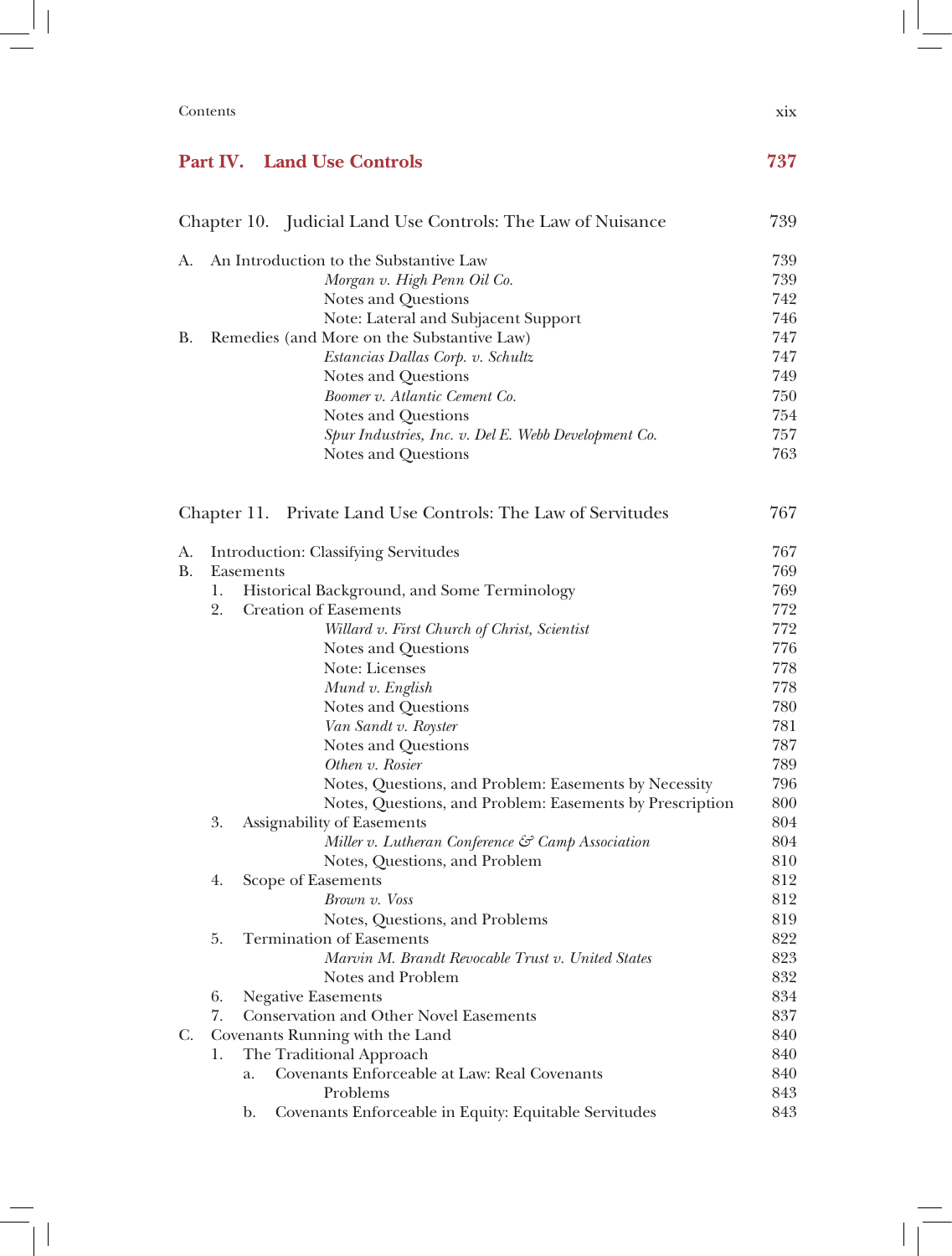## Part IV. Land Use Controls — 737

### Chapter 10. Judicial Land Use Controls: The Law of Nuisance — 739

A. An Introduction to the Substantive Law — 739
- *Morgan v. High Penn Oil Co.* — 739
- Notes and Questions — 742
- Note: Lateral and Subjacent Support — 746

B. Remedies (and More on the Substantive Law) — 747
- *Estancias Dallas Corp. v. Schultz* — 747
- Notes and Questions — 749
- *Boomer v. Atlantic Cement Co.* — 750
- Notes and Questions — 754
- *Spur Industries, Inc. v. Del E. Webb Development Co.* — 757
- Notes and Questions — 763

### Chapter 11. Private Land Use Controls: The Law of Servitudes — 767

A. Introduction: Classifying Servitudes — 767

B. Easements — 769
1. Historical Background, and Some Terminology — 769
2. Creation of Easements — 772
   - *Willard v. First Church of Christ, Scientist* — 772
   - Notes and Questions — 776
   - Note: Licenses — 778
   - *Mund v. English* — 778
   - Notes and Questions — 780
   - *Van Sandt v. Royster* — 781
   - Notes and Questions — 787
   - *Othen v. Rosier* — 789
   - Notes, Questions, and Problem: Easements by Necessity — 796
   - Notes, Questions, and Problem: Easements by Prescription — 800
3. Assignability of Easements — 804
   - *Miller v. Lutheran Conference & Camp Association* — 804
   - Notes, Questions, and Problem — 810
4. Scope of Easements — 812
   - *Brown v. Voss* — 812
   - Notes, Questions, and Problems — 819
5. Termination of Easements — 822
   - *Marvin M. Brandt Revocable Trust v. United States* — 823
   - Notes and Problem — 832
6. Negative Easements — 834
7. Conservation and Other Novel Easements — 837

C. Covenants Running with the Land — 840
1. The Traditional Approach — 840
   a. Covenants Enforceable at Law: Real Covenants — 840
      - Problems — 843
   b. Covenants Enforceable in Equity: Equitable Servitudes — 843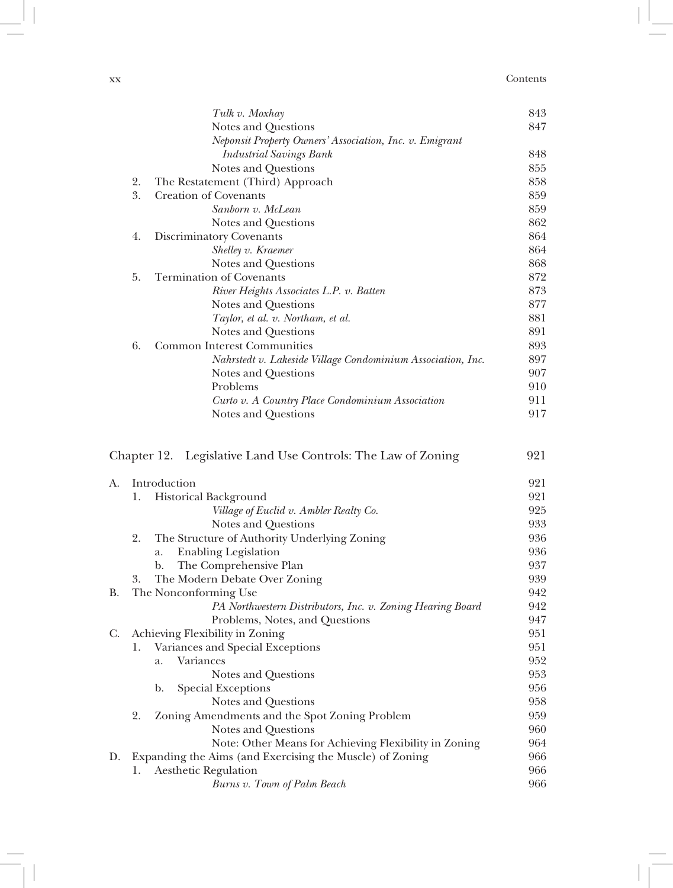| | |
|---|---|
| *Tulk v. Moxhay* | 843 |
| Notes and Questions | 847 |
| *Neponsit Property Owners' Association, Inc. v. Emigrant Industrial Savings Bank* | 848 |
| Notes and Questions | 855 |
| 2. The Restatement (Third) Approach | 858 |
| 3. Creation of Covenants | 859 |
| *Sanborn v. McLean* | 859 |
| Notes and Questions | 862 |
| 4. Discriminatory Covenants | 864 |
| *Shelley v. Kraemer* | 864 |
| Notes and Questions | 868 |
| 5. Termination of Covenants | 872 |
| *River Heights Associates L.P. v. Batten* | 873 |
| Notes and Questions | 877 |
| *Taylor, et al. v. Northam, et al.* | 881 |
| Notes and Questions | 891 |
| 6. Common Interest Communities | 893 |
| *Nahrstedt v. Lakeside Village Condominium Association, Inc.* | 897 |
| Notes and Questions | 907 |
| Problems | 910 |
| *Curto v. A Country Place Condominium Association* | 911 |
| Notes and Questions | 917 |

## Chapter 12. Legislative Land Use Controls: The Law of Zoning — 921

| | |
|---|---|
| A. Introduction | 921 |
| 1. Historical Background | 921 |
| *Village of Euclid v. Ambler Realty Co.* | 925 |
| Notes and Questions | 933 |
| 2. The Structure of Authority Underlying Zoning | 936 |
| a. Enabling Legislation | 936 |
| b. The Comprehensive Plan | 937 |
| 3. The Modern Debate Over Zoning | 939 |
| B. The Nonconforming Use | 942 |
| *PA Northwestern Distributors, Inc. v. Zoning Hearing Board* | 942 |
| Problems, Notes, and Questions | 947 |
| C. Achieving Flexibility in Zoning | 951 |
| 1. Variances and Special Exceptions | 951 |
| a. Variances | 952 |
| Notes and Questions | 953 |
| b. Special Exceptions | 956 |
| Notes and Questions | 958 |
| 2. Zoning Amendments and the Spot Zoning Problem | 959 |
| Notes and Questions | 960 |
| Note: Other Means for Achieving Flexibility in Zoning | 964 |
| D. Expanding the Aims (and Exercising the Muscle) of Zoning | 966 |
| 1. Aesthetic Regulation | 966 |
| *Burns v. Town of Palm Beach* | 966 |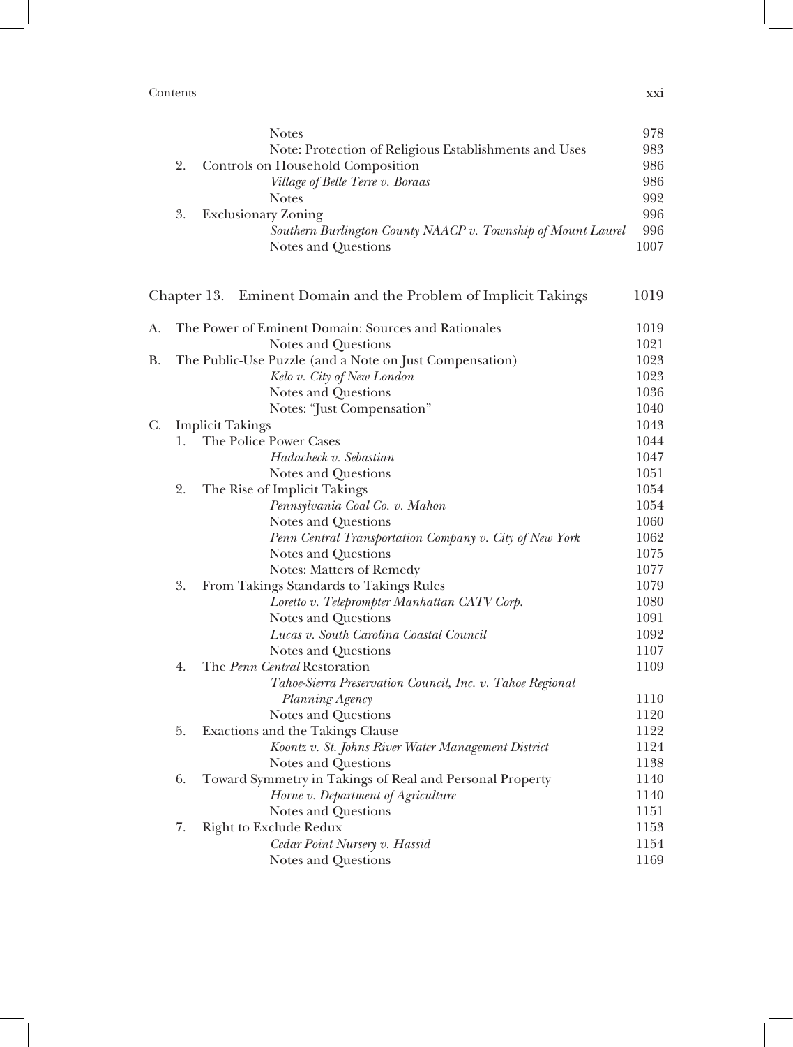| | | |
|---|---|---|
| | Notes | 978 |
| | Note: Protection of Religious Establishments and Uses | 983 |
| 2. | Controls on Household Composition | 986 |
| | *Village of Belle Terre v. Boraas* | 986 |
| | Notes | 992 |
| 3. | Exclusionary Zoning | 996 |
| | *Southern Burlington County NAACP v. Township of Mount Laurel* | 996 |
| | Notes and Questions | 1007 |

## Chapter 13. Eminent Domain and the Problem of Implicit Takings — 1019

| | | |
|---|---|---|
| A. | The Power of Eminent Domain: Sources and Rationales | 1019 |
| | Notes and Questions | 1021 |
| B. | The Public-Use Puzzle (and a Note on Just Compensation) | 1023 |
| | *Kelo v. City of New London* | 1023 |
| | Notes and Questions | 1036 |
| | Notes: "Just Compensation" | 1040 |
| C. | Implicit Takings | 1043 |
| 1. | The Police Power Cases | 1044 |
| | *Hadacheck v. Sebastian* | 1047 |
| | Notes and Questions | 1051 |
| 2. | The Rise of Implicit Takings | 1054 |
| | *Pennsylvania Coal Co. v. Mahon* | 1054 |
| | Notes and Questions | 1060 |
| | *Penn Central Transportation Company v. City of New York* | 1062 |
| | Notes and Questions | 1075 |
| | Notes: Matters of Remedy | 1077 |
| 3. | From Takings Standards to Takings Rules | 1079 |
| | *Loretto v. Teleprompter Manhattan CATV Corp.* | 1080 |
| | Notes and Questions | 1091 |
| | *Lucas v. South Carolina Coastal Council* | 1092 |
| | Notes and Questions | 1107 |
| 4. | The *Penn Central* Restoration | 1109 |
| | *Tahoe-Sierra Preservation Council, Inc. v. Tahoe Regional Planning Agency* | 1110 |
| | Notes and Questions | 1120 |
| 5. | Exactions and the Takings Clause | 1122 |
| | *Koontz v. St. Johns River Water Management District* | 1124 |
| | Notes and Questions | 1138 |
| 6. | Toward Symmetry in Takings of Real and Personal Property | 1140 |
| | *Horne v. Department of Agriculture* | 1140 |
| | Notes and Questions | 1151 |
| 7. | Right to Exclude Redux | 1153 |
| | *Cedar Point Nursery v. Hassid* | 1154 |
| | Notes and Questions | 1169 |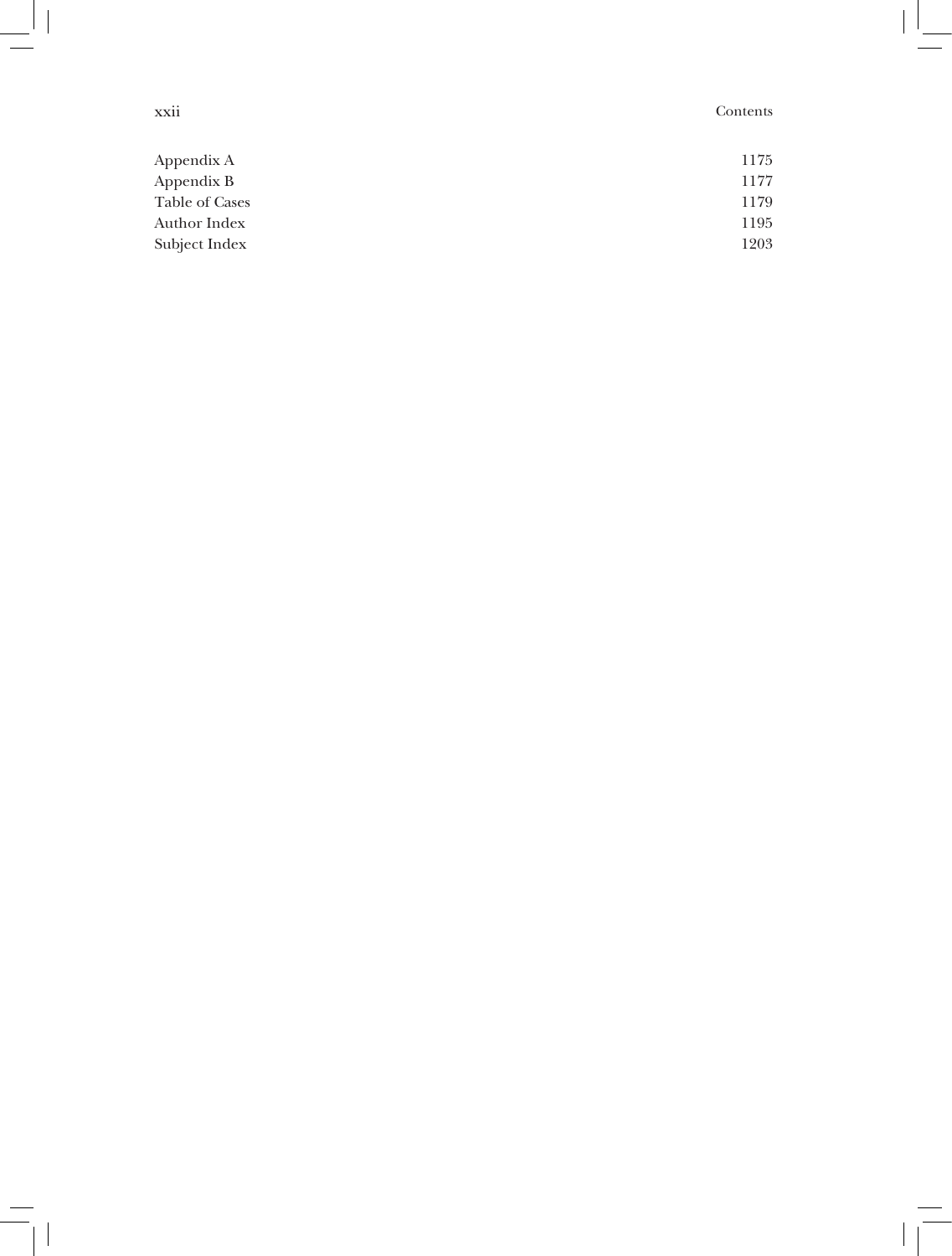| | |
|---|---|
| Appendix A | 1175 |
| Appendix B | 1177 |
| Table of Cases | 1179 |
| Author Index | 1195 |
| Subject Index | 1203 |